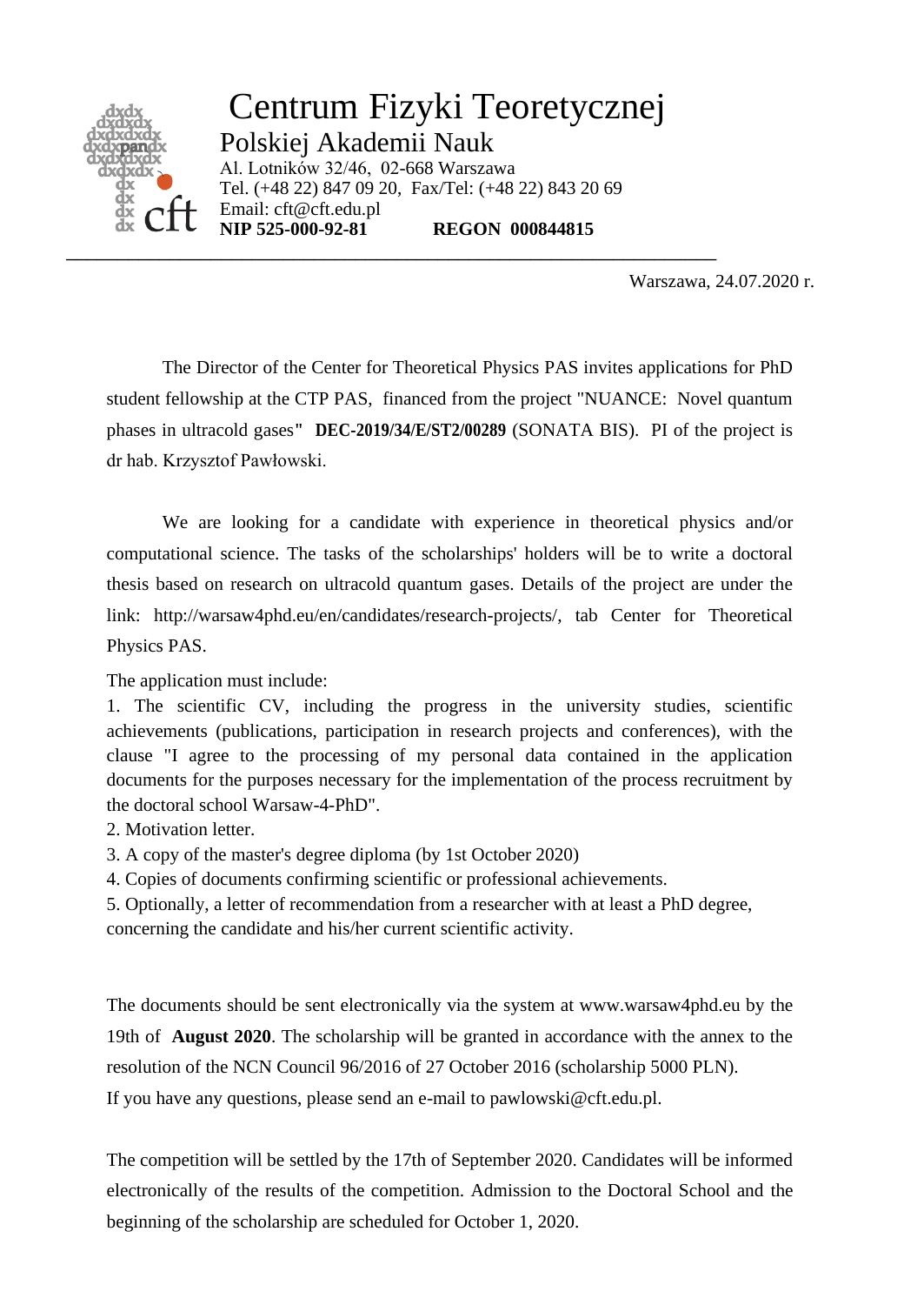# Centrum Fizyki Teoretycznej

## Polskiej Akademii Nauk

Al. Lotników 32/46, 02-668 Warszawa
Tel. (+48 22) 847 09 20, Fax/Tel: (+48 22) 843 20 69
Email: cft@cft.edu.pl
**NIP 525-000-92-81 REGON 000844815**

---

Warszawa, 24.07.2020 r.

The Director of the Center for Theoretical Physics PAS invites applications for PhD student fellowship at the CTP PAS, financed from the project "NUANCE: Novel quantum phases in ultracold gases" **DEC-2019/34/E/ST2/00289** (SONATA BIS). PI of the project is dr hab. Krzysztof Pawłowski.

We are looking for a candidate with experience in theoretical physics and/or computational science. The tasks of the scholarships' holders will be to write a doctoral thesis based on research on ultracold quantum gases. Details of the project are under the link: http://warsaw4phd.eu/en/candidates/research-projects/, tab Center for Theoretical Physics PAS.

The application must include:

1. The scientific CV, including the progress in the university studies, scientific achievements (publications, participation in research projects and conferences), with the clause "I agree to the processing of my personal data contained in the application documents for the purposes necessary for the implementation of the process recruitment by the doctoral school Warsaw-4-PhD".
2. Motivation letter.
3. A copy of the master's degree diploma (by 1st October 2020)
4. Copies of documents confirming scientific or professional achievements.
5. Optionally, a letter of recommendation from a researcher with at least a PhD degree, concerning the candidate and his/her current scientific activity.

The documents should be sent electronically via the system at www.warsaw4phd.eu by the 19th of **August 2020**. The scholarship will be granted in accordance with the annex to the resolution of the NCN Council 96/2016 of 27 October 2016 (scholarship 5000 PLN).
If you have any questions, please send an e-mail to pawlowski@cft.edu.pl.

The competition will be settled by the 17th of September 2020. Candidates will be informed electronically of the results of the competition. Admission to the Doctoral School and the beginning of the scholarship are scheduled for October 1, 2020.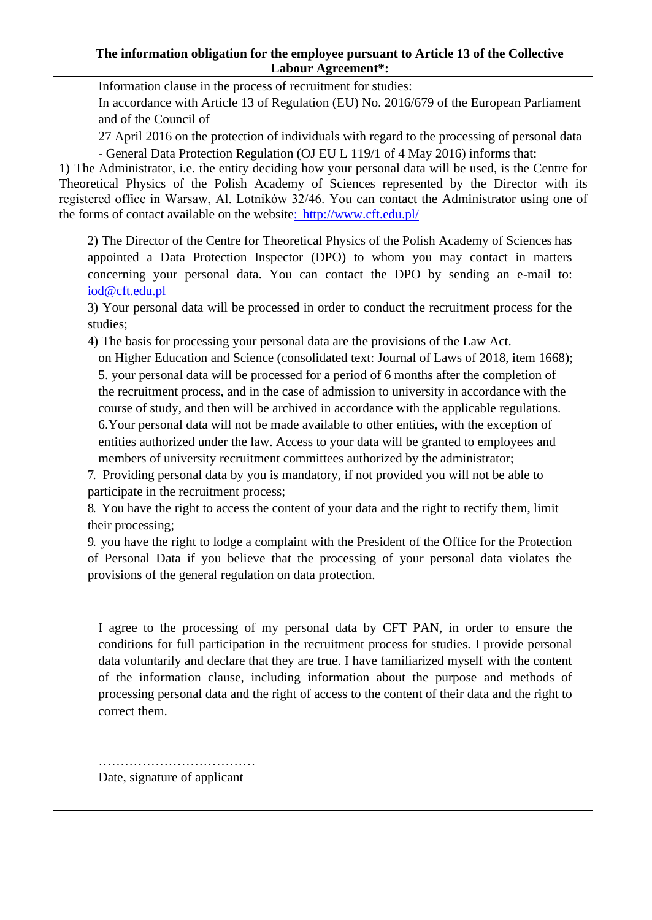**The information obligation for the employee pursuant to Article 13 of the Collective Labour Agreement*:**

Information clause in the process of recruitment for studies:

In accordance with Article 13 of Regulation (EU) No. 2016/679 of the European Parliament and of the Council of

27 April 2016 on the protection of individuals with regard to the processing of personal data - General Data Protection Regulation (OJ EU L 119/1 of 4 May 2016) informs that:

1) The Administrator, i.e. the entity deciding how your personal data will be used, is the Centre for Theoretical Physics of the Polish Academy of Sciences represented by the Director with its registered office in Warsaw, Al. Lotników 32/46. You can contact the Administrator using one of the forms of contact available on the website: http://www.cft.edu.pl/

2) The Director of the Centre for Theoretical Physics of the Polish Academy of Sciences has appointed a Data Protection Inspector (DPO) to whom you may contact in matters concerning your personal data. You can contact the DPO by sending an e-mail to: iod@cft.edu.pl

3) Your personal data will be processed in order to conduct the recruitment process for the studies;

4) The basis for processing your personal data are the provisions of the Law Act. on Higher Education and Science (consolidated text: Journal of Laws of 2018, item 1668);

5. your personal data will be processed for a period of 6 months after the completion of the recruitment process, and in the case of admission to university in accordance with the course of study, and then will be archived in accordance with the applicable regulations.

6. Your personal data will not be made available to other entities, with the exception of entities authorized under the law. Access to your data will be granted to employees and members of university recruitment committees authorized by the administrator;

7. Providing personal data by you is mandatory, if not provided you will not be able to participate in the recruitment process;

8. You have the right to access the content of your data and the right to rectify them, limit their processing;

9. you have the right to lodge a complaint with the President of the Office for the Protection of Personal Data if you believe that the processing of your personal data violates the provisions of the general regulation on data protection.

I agree to the processing of my personal data by CFT PAN, in order to ensure the conditions for full participation in the recruitment process for studies. I provide personal data voluntarily and declare that they are true. I have familiarized myself with the content of the information clause, including information about the purpose and methods of processing personal data and the right of access to the content of their data and the right to correct them.

………………………………

Date, signature of applicant